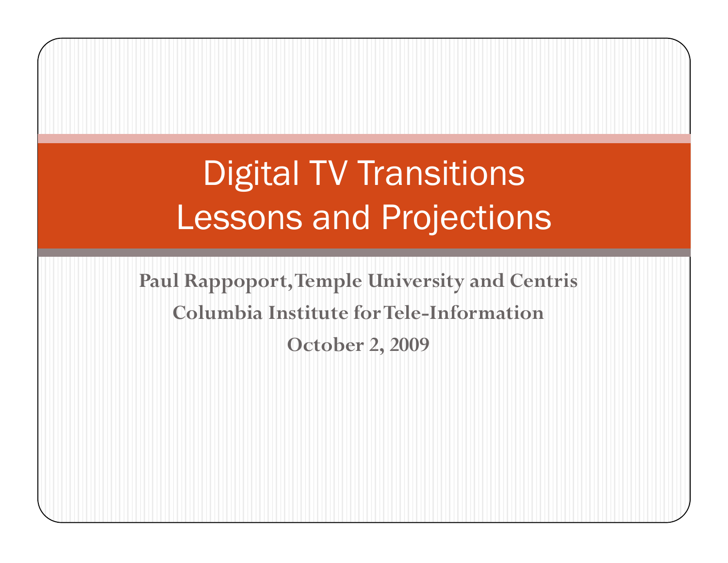# Digital TV Transitions
# Lessons and Projections

**Paul Rappoport, Temple University and Centris**

**Columbia Institute for Tele-Information**

**October 2, 2009**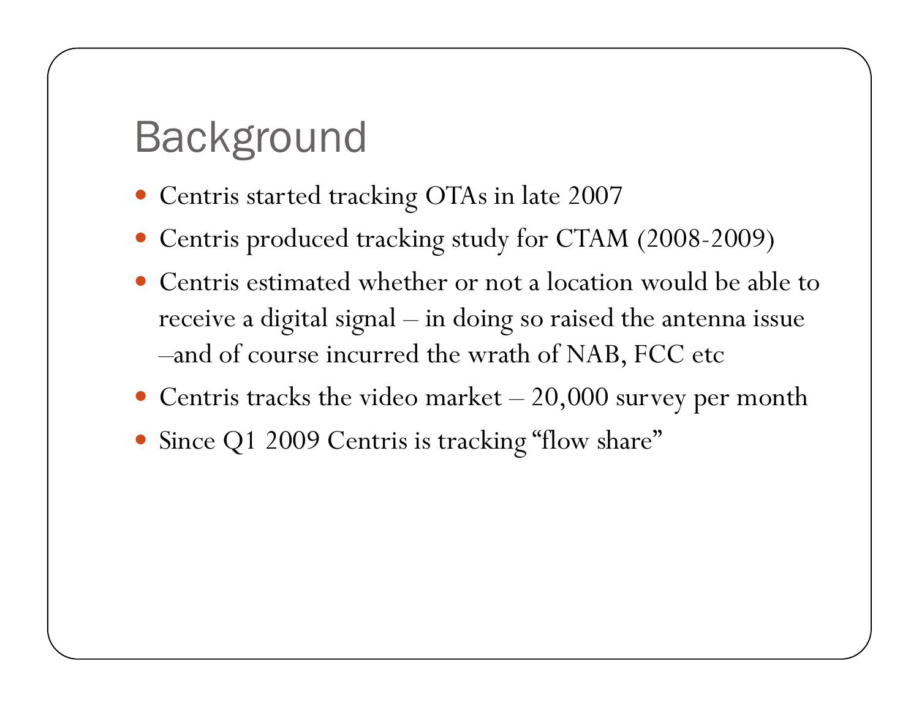# Background

- Centris started tracking OTAs in late 2007
- Centris produced tracking study for CTAM (2008-2009)
- Centris estimated whether or not a location would be able to receive a digital signal – in doing so raised the antenna issue –and of course incurred the wrath of NAB, FCC etc
- Centris tracks the video market – 20,000 survey per month
- Since Q1 2009 Centris is tracking "flow share"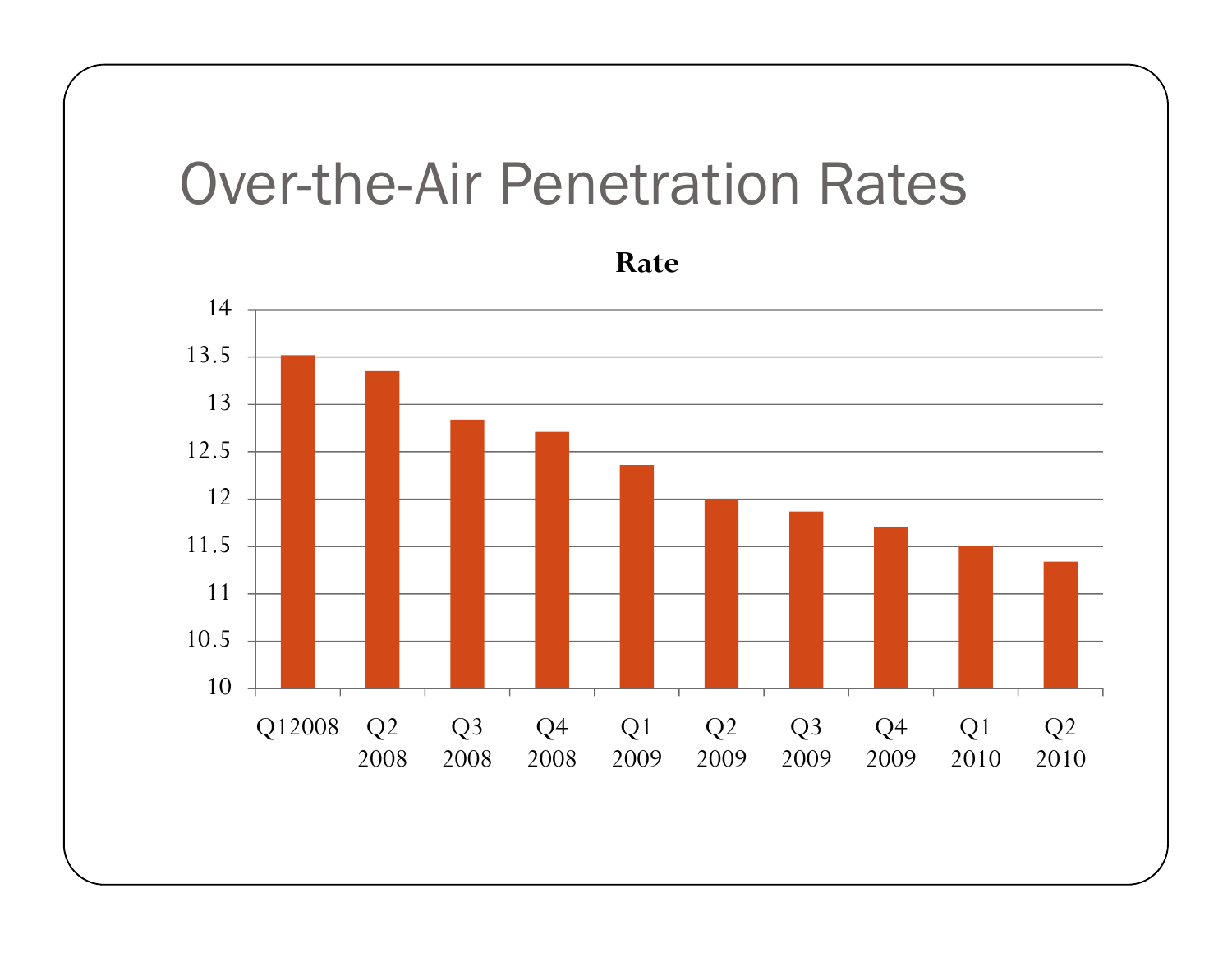# Over-the-Air Penetration Rates

**Rate**

| Quarter | Rate |
|---|---|
| Q1 2008 | 13.5 |
| Q2 2008 | 13.35 |
| Q3 2008 | 12.85 |
| Q4 2008 | 12.7 |
| Q1 2009 | 12.35 |
| Q2 2009 | 12.0 |
| Q3 2009 | 11.85 |
| Q4 2009 | 11.7 |
| Q1 2010 | 11.5 |
| Q2 2010 | 11.35 |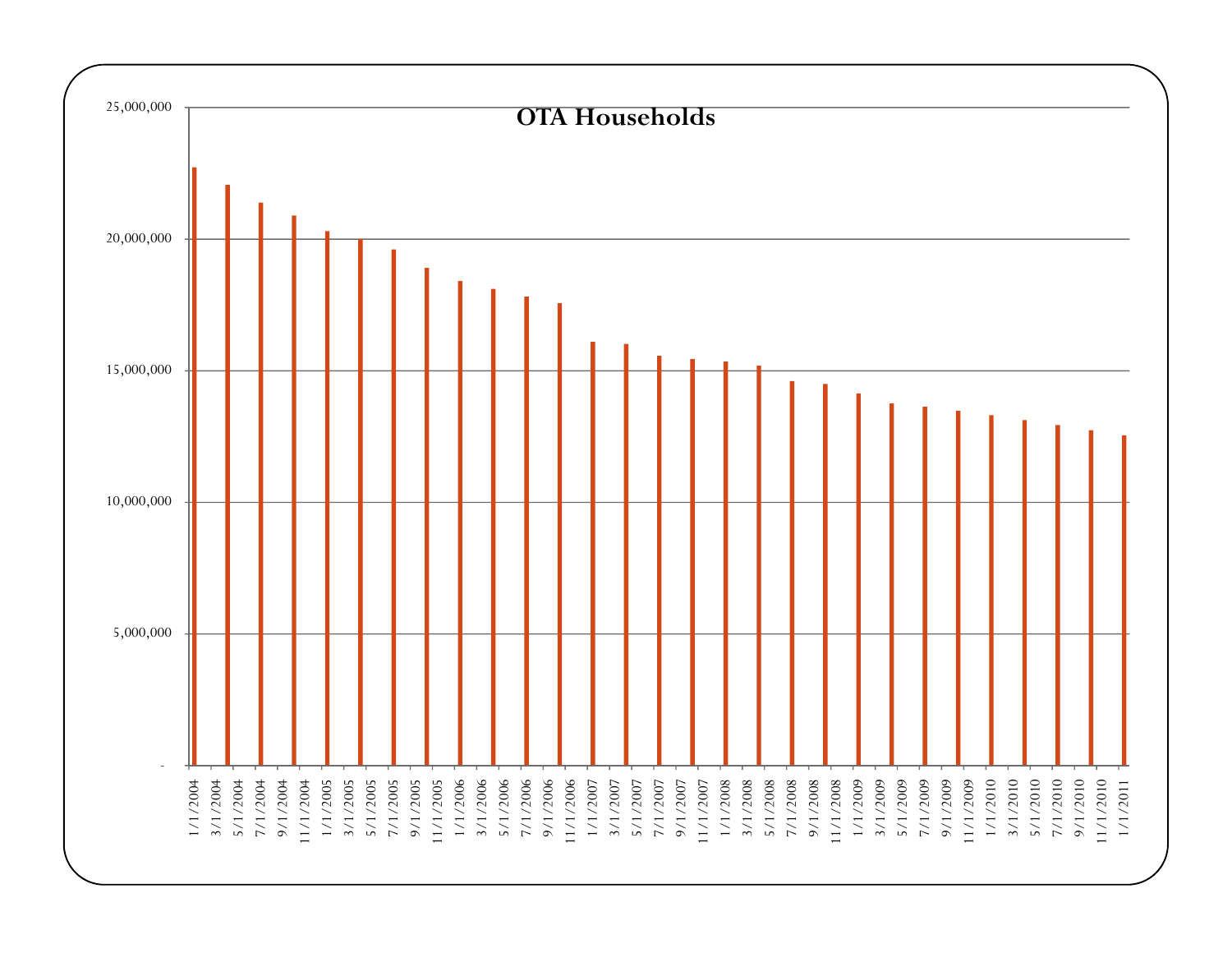# OTA Households

| Date | OTA Households (approx.) |
|---|---|
| 1/1/2004 | 22,700,000 |
| 3/1/2004 | 22,050,000 |
| 5/1/2004 | 21,400,000 |
| 7/1/2004 | 20,900,000 |
| 9/1/2004 | 20,300,000 |
| 11/1/2004 | 20,000,000 |
| 1/1/2005 | 19,600,000 |
| 3/1/2005 | 18,900,000 |
| 5/1/2005 | 18,400,000 |
| 7/1/2005 | 18,100,000 |
| 9/1/2005 | 17,800,000 |
| 11/1/2005 | 17,550,000 |
| 1/1/2006 | 16,100,000 |
| 3/1/2006 | 16,000,000 |
| 5/1/2006 | 15,550,000 |
| 7/1/2006 | 15,450,000 |
| 9/1/2006 | 15,350,000 |
| 11/1/2006 | 15,200,000 |
| 1/1/2007 | 14,600,000 |
| 3/1/2007 | 14,500,000 |
| 5/1/2007 | 14,150,000 |
| 7/1/2007 | 13,750,000 |
| 9/1/2007 | 13,650,000 |
| 11/1/2007 | 13,500,000 |
| 1/1/2008 | 13,300,000 |
| 3/1/2008 | 13,100,000 |
| 5/1/2008 | 12,950,000 |
| 7/1/2008 | 12,750,000 |
| 9/1/2008 | 12,550,000 |

*Values are approximate readings from the bar chart. The 29 bars are placed at every other x-axis tick (1/1/2004, 5/1/2004, 9/1/2004, …, 1/1/2011), while the dates listed above are the first 29 axis labels in sequence; the mapping of each value to a specific month is therefore uncertain.*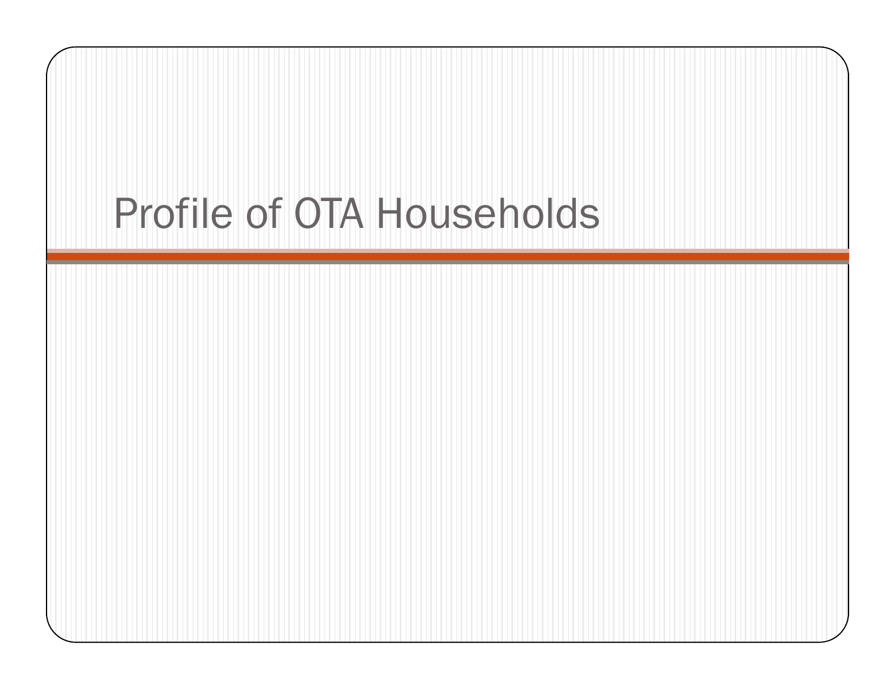# Profile of OTA Households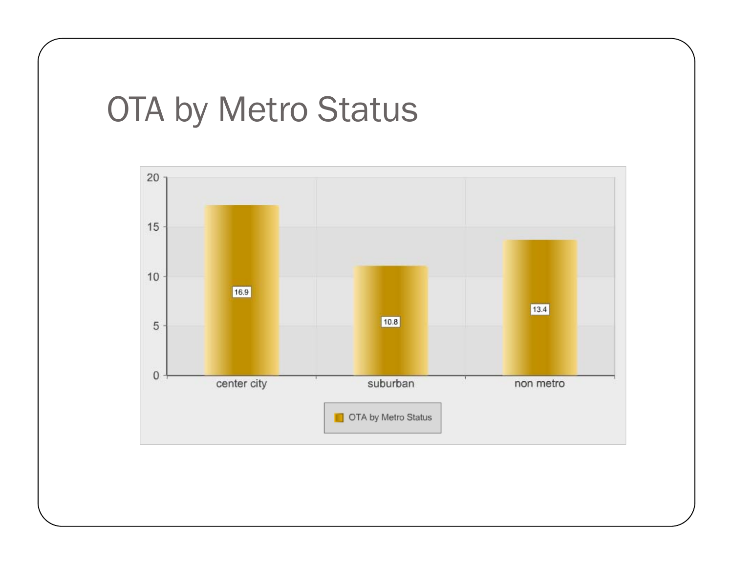# OTA by Metro Status

| | OTA by Metro Status |
|---|---|
| center city | 16.9 |
| suburban | 10.8 |
| non metro | 13.4 |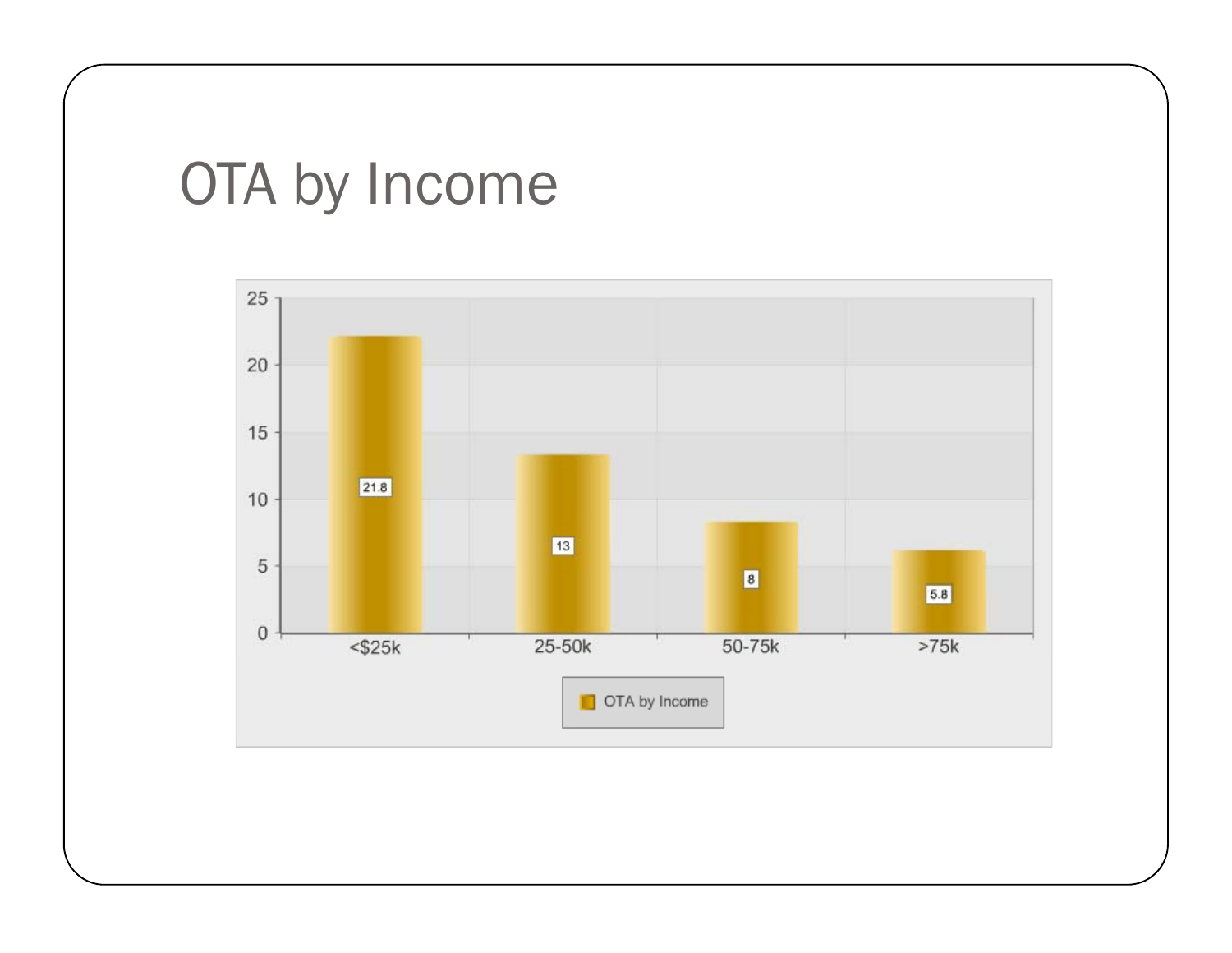# OTA by Income

| Income | OTA by Income |
|---|---|
| <$25k | 21.8 |
| 25-50k | 13 |
| 50-75k | 8 |
| >75k | 5.8 |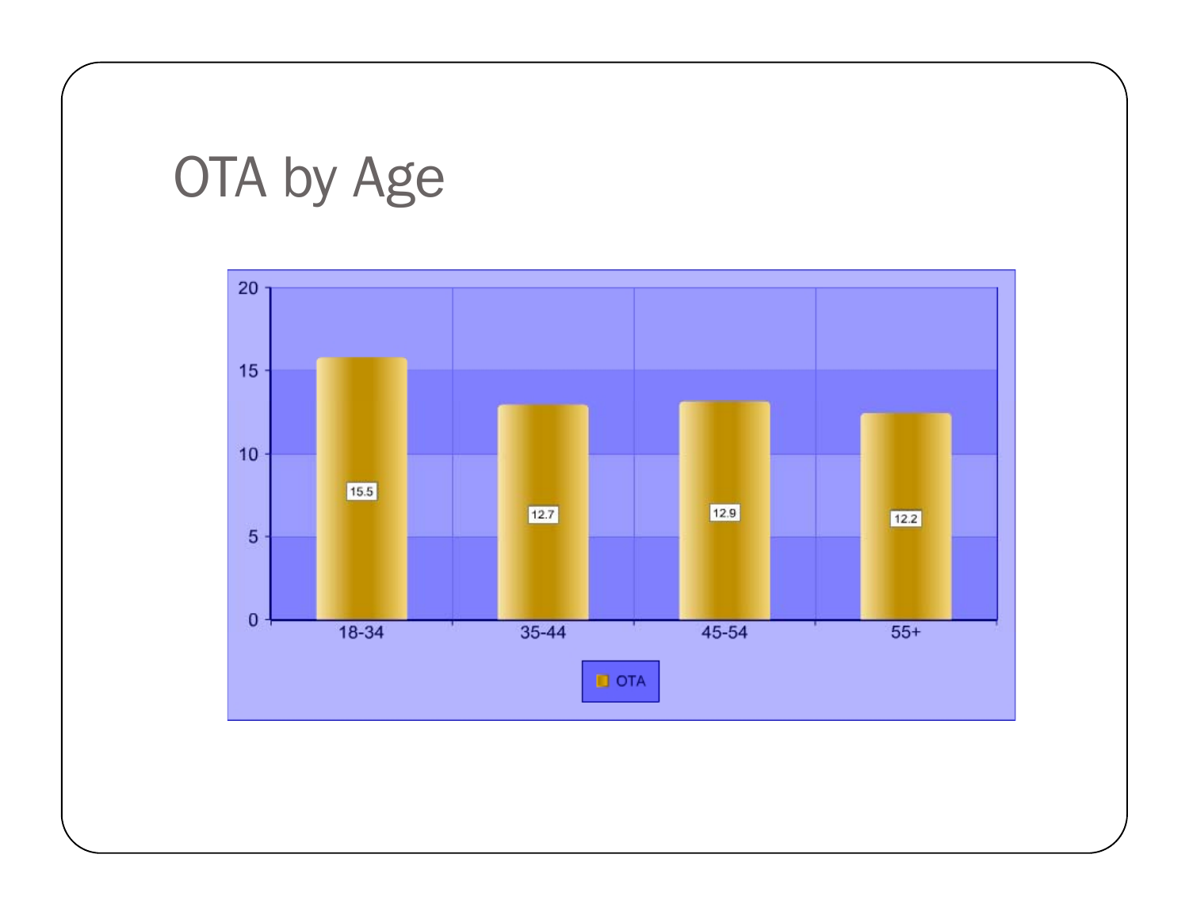# OTA by Age

| Age | OTA |
|---|---|
| 18-34 | 15.5 |
| 35-44 | 12.7 |
| 45-54 | 12.9 |
| 55+ | 12.2 |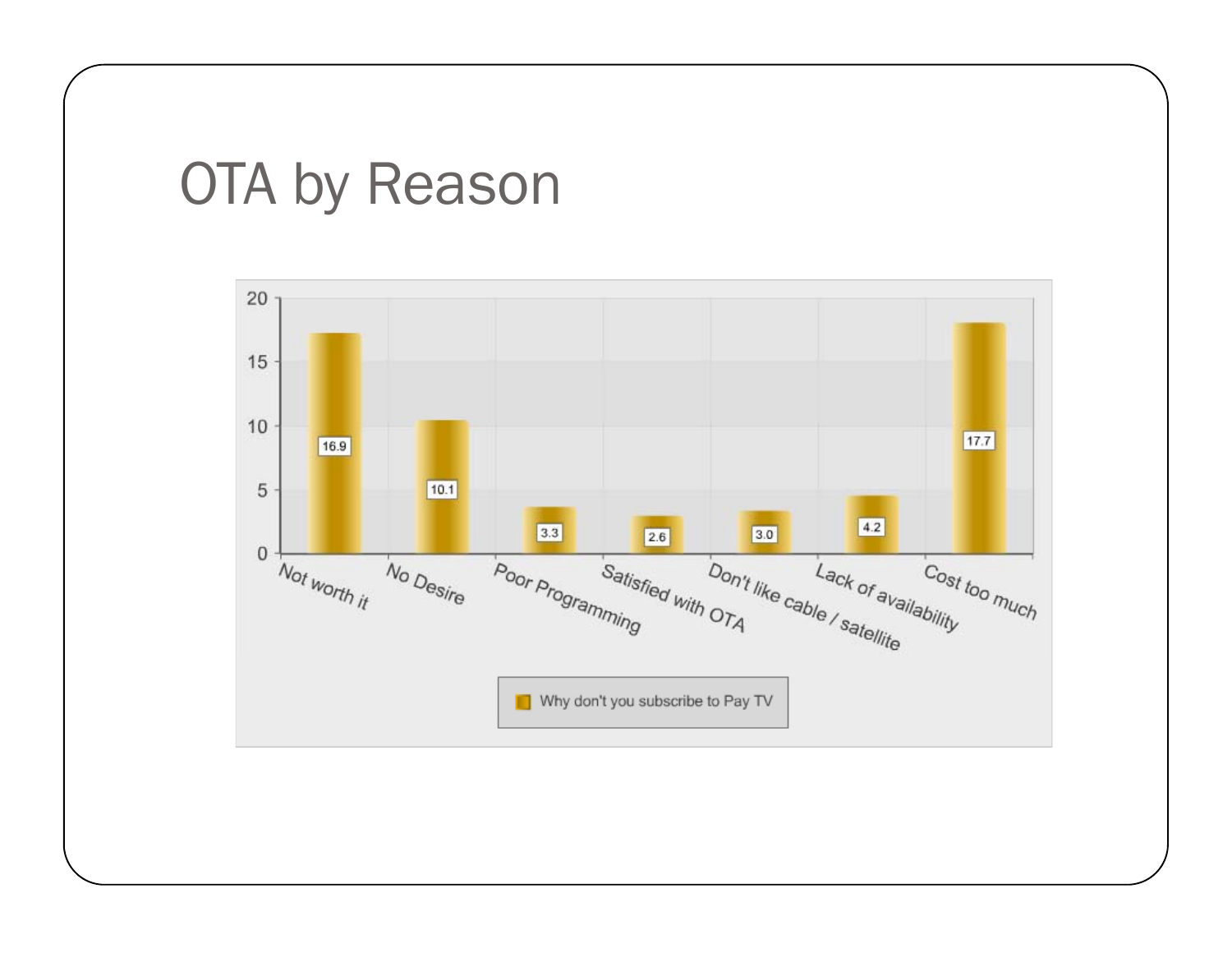# OTA by Reason

| Why don't you subscribe to Pay TV | Value |
| --- | --- |
| Not worth it | 16.9 |
| No Desire | 10.1 |
| Poor Programming | 3.3 |
| Satisfied with OTA | 2.6 |
| Don't like cable / satellite | 3.0 |
| Lack of availability | 4.2 |
| Cost too much | 17.7 |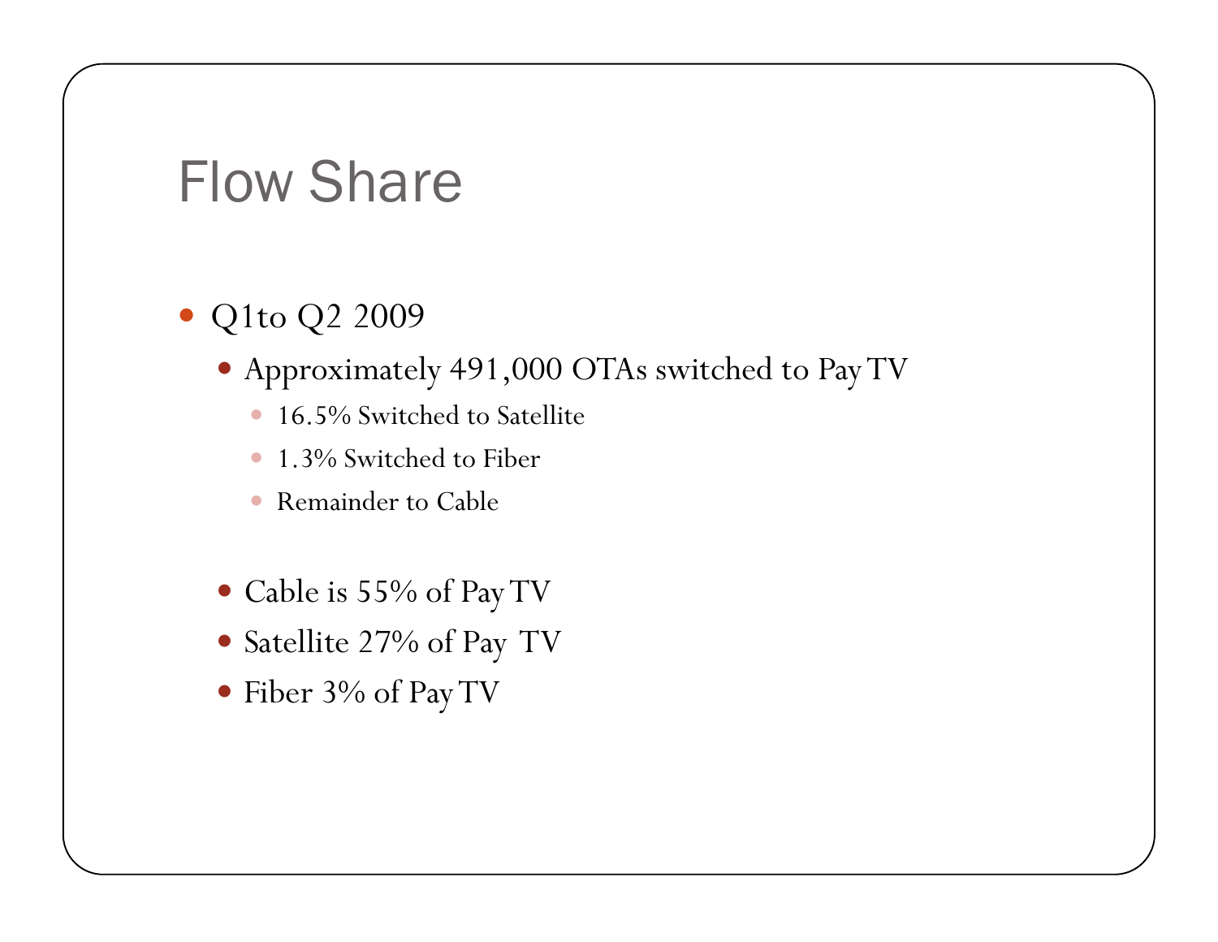# Flow Share

- Q1to Q2 2009
  - Approximately 491,000 OTAs switched to Pay TV
    - 16.5% Switched to Satellite
    - 1.3% Switched to Fiber
    - Remainder to Cable

  - Cable is 55% of Pay TV
  - Satellite 27% of Pay TV
  - Fiber 3% of Pay TV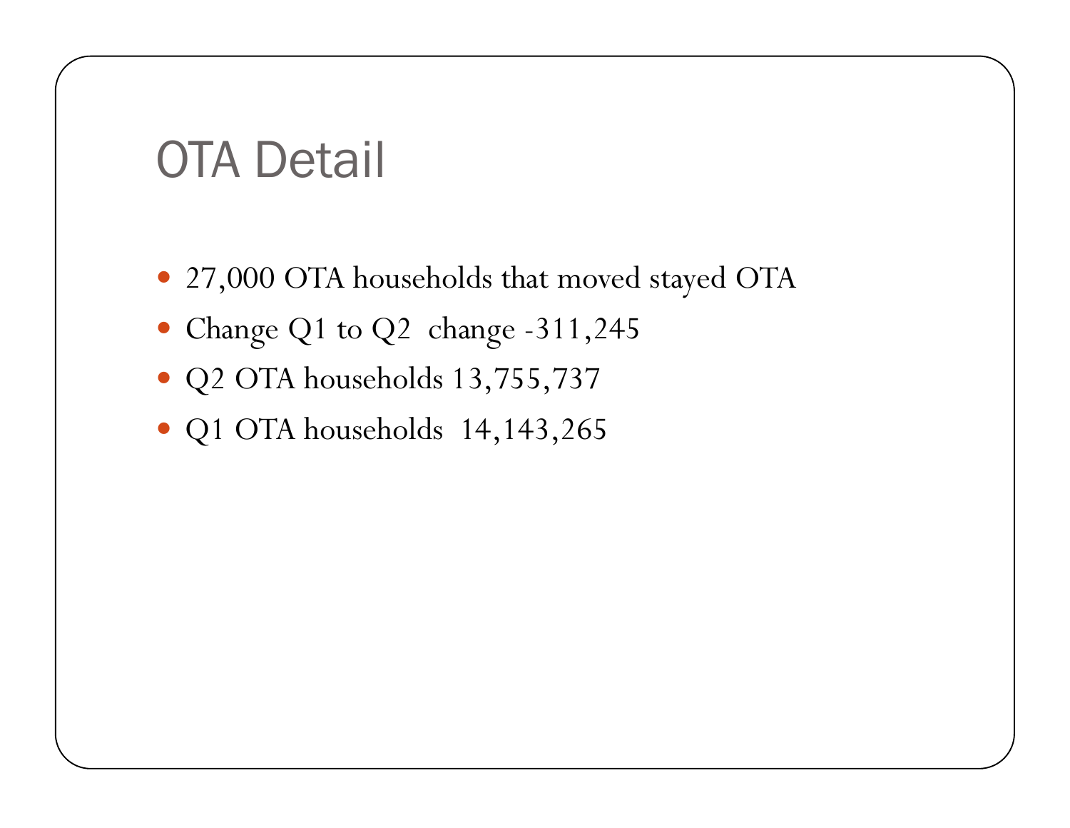# OTA Detail

- 27,000 OTA households that moved stayed OTA
- Change Q1 to Q2  change -311,245
- Q2 OTA households 13,755,737
- Q1 OTA households  14,143,265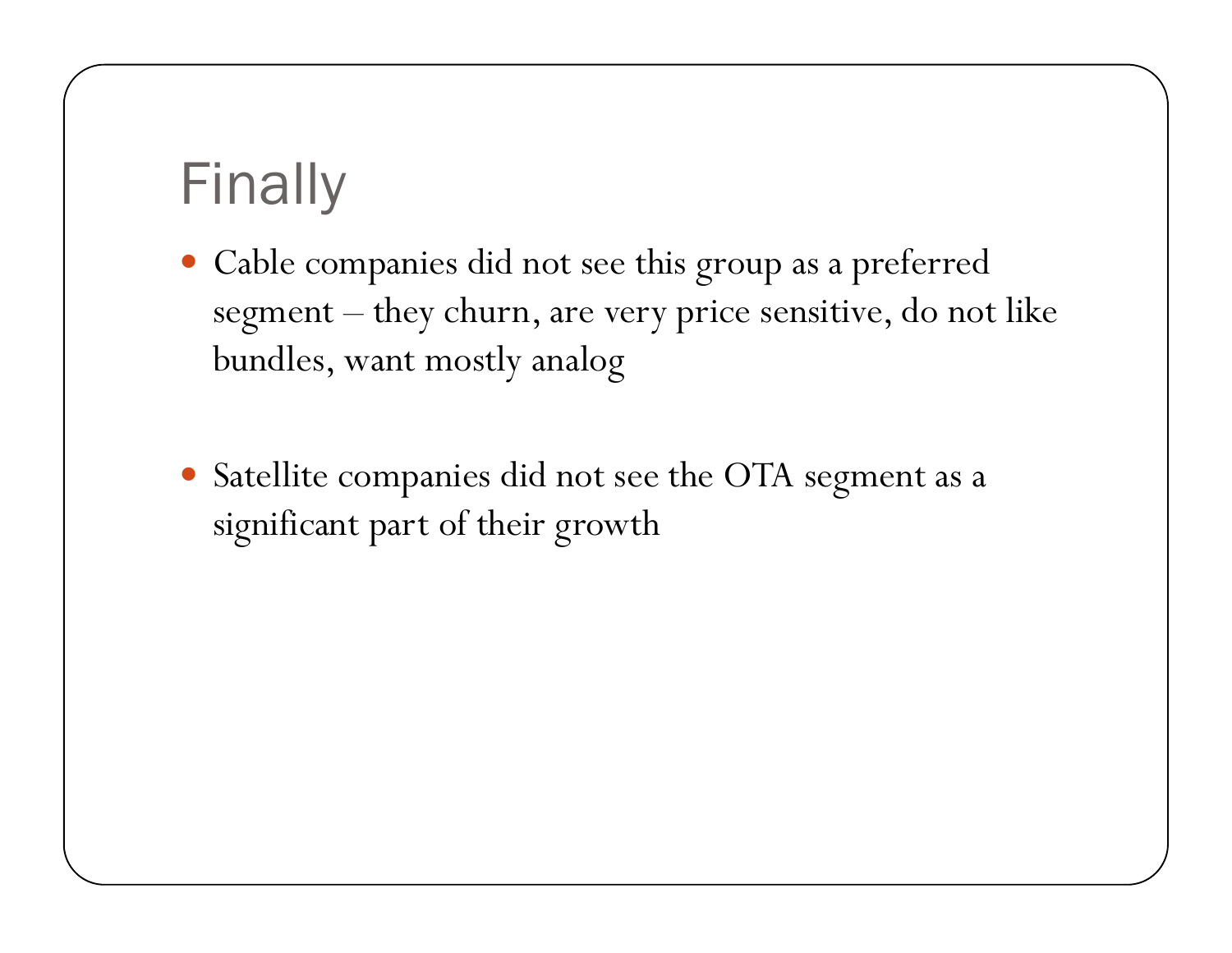# Finally

- Cable companies did not see this group as a preferred segment – they churn, are very price sensitive, do not like bundles, want mostly analog

- Satellite companies did not see the OTA segment as a significant part of their growth